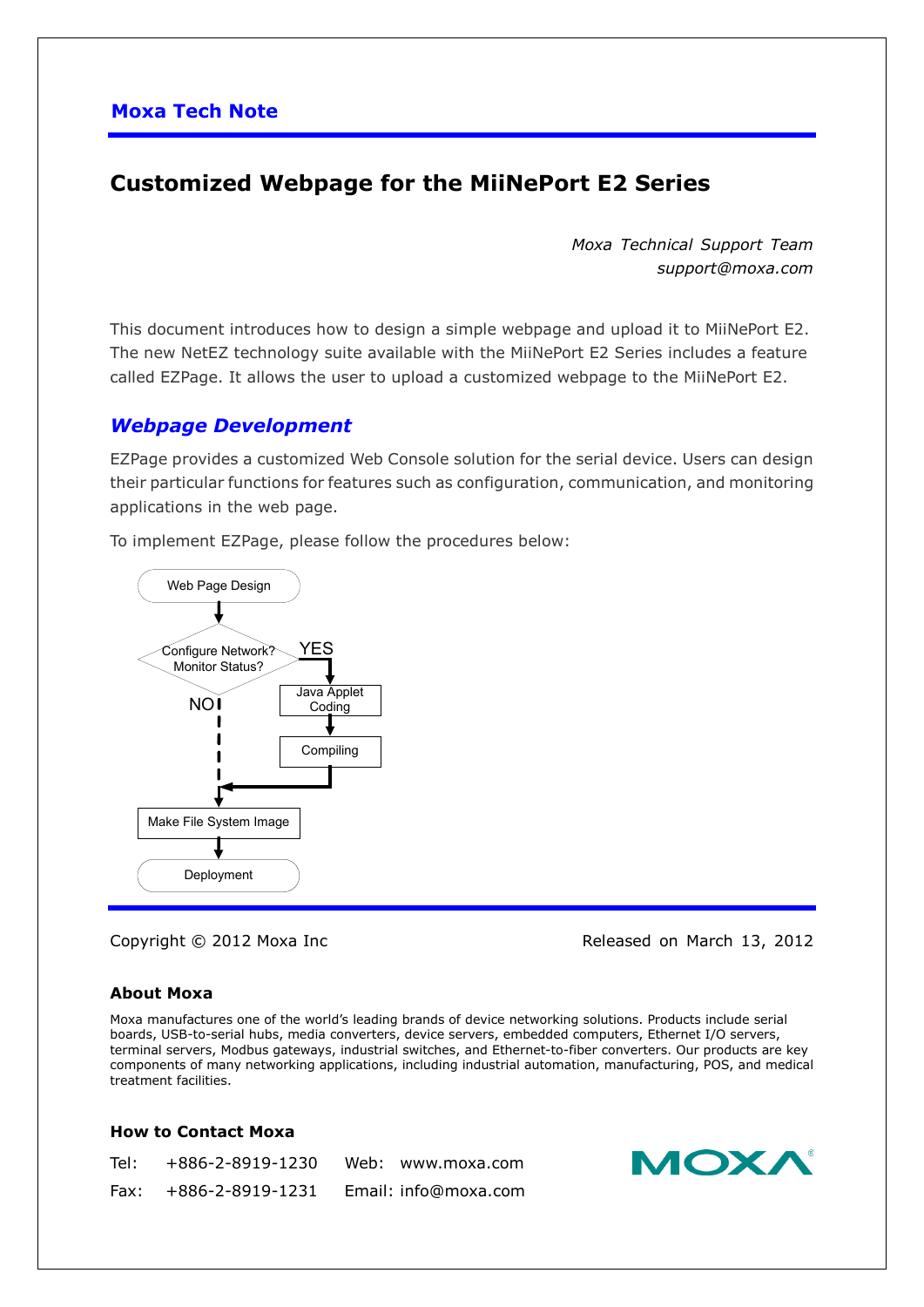**Moxa Tech Note**

# Customized Webpage for the MiiNePort E2 Series

*Moxa Technical Support Team*
*support@moxa.com*

This document introduces how to design a simple webpage and upload it to MiiNePort E2. The new NetEZ technology suite available with the MiiNePort E2 Series includes a feature called EZPage. It allows the user to upload a customized webpage to the MiiNePort E2.

## *Webpage Development*

EZPage provides a customized Web Console solution for the serial device. Users can design their particular functions for features such as configuration, communication, and monitoring applications in the web page.

To implement EZPage, please follow the procedures below:

Web Page Design

Configure Network? Monitor Status?

YES → Java Applet Coding → Compiling

NO

Make File System Image

Deployment

Copyright © 2012 Moxa Inc

Released on March 13, 2012

### About Moxa

Moxa manufactures one of the world's leading brands of device networking solutions. Products include serial boards, USB-to-serial hubs, media converters, device servers, embedded computers, Ethernet I/O servers, terminal servers, Modbus gateways, industrial switches, and Ethernet-to-fiber converters. Our products are key components of many networking applications, including industrial automation, manufacturing, POS, and medical treatment facilities.

### How to Contact Moxa

Tel: +886-2-8919-1230 Web: www.moxa.com

Fax: +886-2-8919-1231 Email: info@moxa.com

MOXA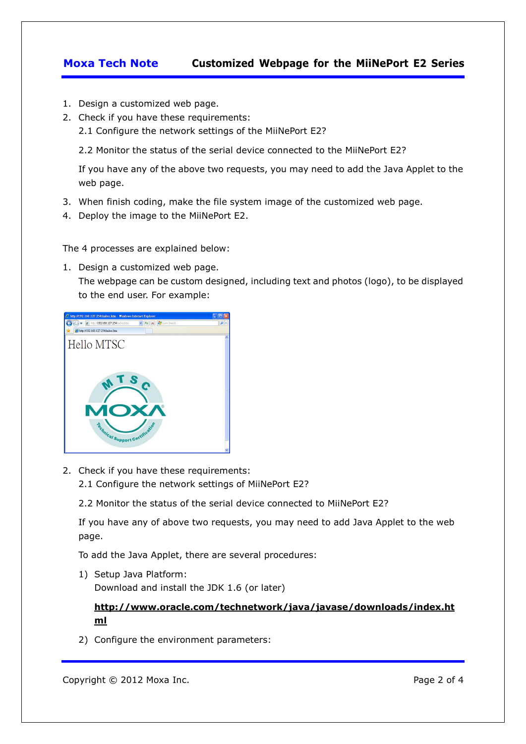1. Design a customized web page.
2. Check if you have these requirements:

   2.1 Configure the network settings of the MiiNePort E2?

   2.2 Monitor the status of the serial device connected to the MiiNePort E2?

   If you have any of the above two requests, you may need to add the Java Applet to the web page.
3. When finish coding, make the file system image of the customized web page.
4. Deploy the image to the MiiNePort E2.

The 4 processes are explained below:

1. Design a customized web page.

   The webpage can be custom designed, including text and photos (logo), to be displayed to the end user. For example:

2. Check if you have these requirements:

   2.1 Configure the network settings of MiiNePort E2?

   2.2 Monitor the status of the serial device connected to MiiNePort E2?

   If you have any of above two requests, you may need to add Java Applet to the web page.

   To add the Java Applet, there are several procedures:

   1) Setup Java Platform:

      Download and install the JDK 1.6 (or later)

      **http://www.oracle.com/technetwork/java/javase/downloads/index.html**

   2) Configure the environment parameters: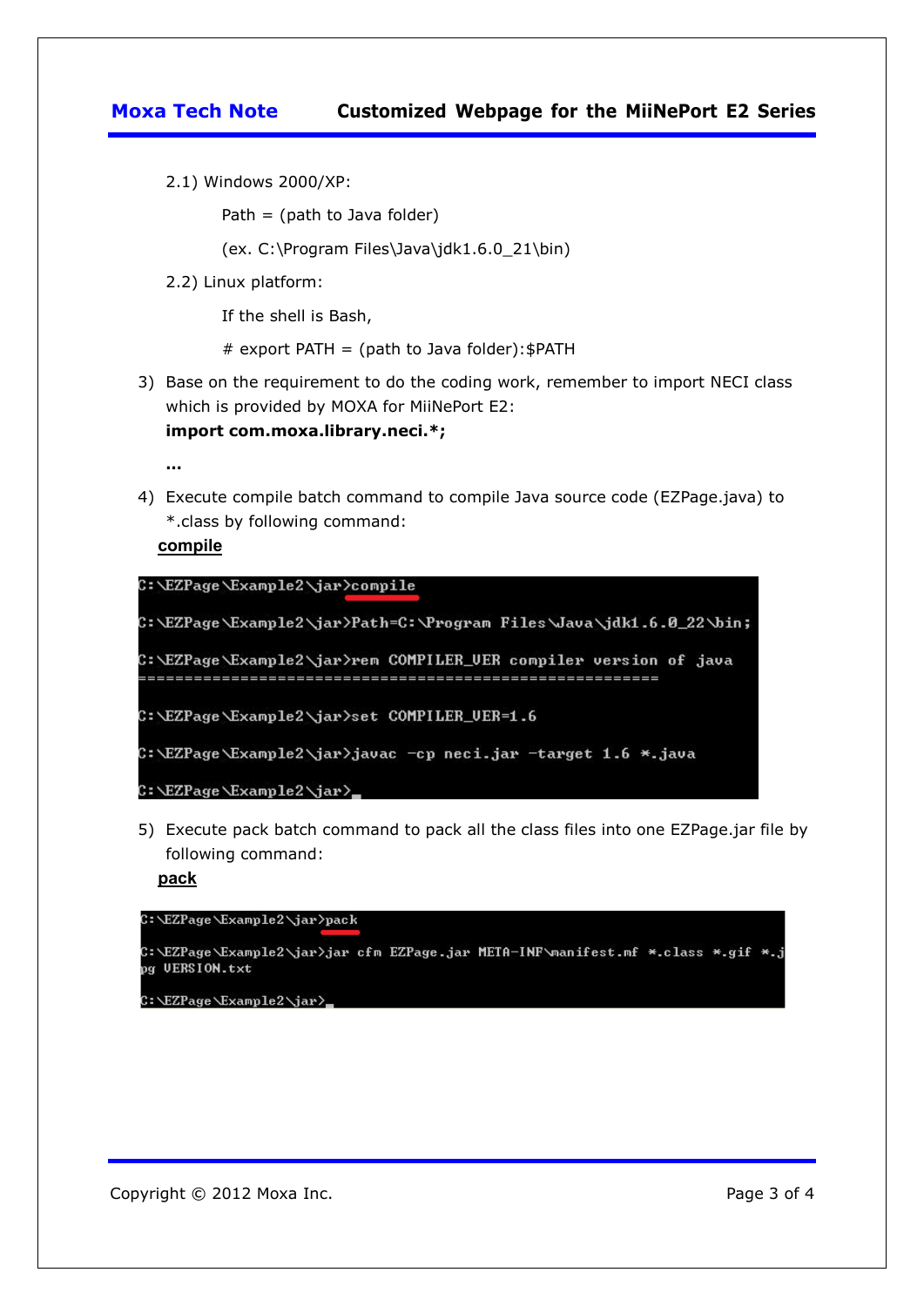2.1) Windows 2000/XP:

Path = (path to Java folder)

(ex. C:\Program Files\Java\jdk1.6.0_21\bin)

2.2) Linux platform:

If the shell is Bash,

# export PATH = (path to Java folder):$PATH

3) Base on the requirement to do the coding work, remember to import NECI class which is provided by MOXA for MiiNePort E2:
   **import com.moxa.library.neci.*;**

   **…**

4) Execute compile batch command to compile Java source code (EZPage.java) to *.class by following command:
   **compile**

```
C:\EZPage\Example2\jar>compile

C:\EZPage\Example2\jar>Path=C:\Program Files\Java\jdk1.6.0_22\bin;

C:\EZPage\Example2\jar>rem COMPILER_VER compiler version of java
=====================================================

C:\EZPage\Example2\jar>set COMPILER_VER=1.6

C:\EZPage\Example2\jar>javac -cp neci.jar -target 1.6 *.java

C:\EZPage\Example2\jar>_
```

5) Execute pack batch command to pack all the class files into one EZPage.jar file by following command:
   **pack**

```
C:\EZPage\Example2\jar>pack

C:\EZPage\Example2\jar>jar cfm EZPage.jar META-INF\manifest.mf *.class *.gif *.jpg VERSION.txt

C:\EZPage\Example2\jar>_
```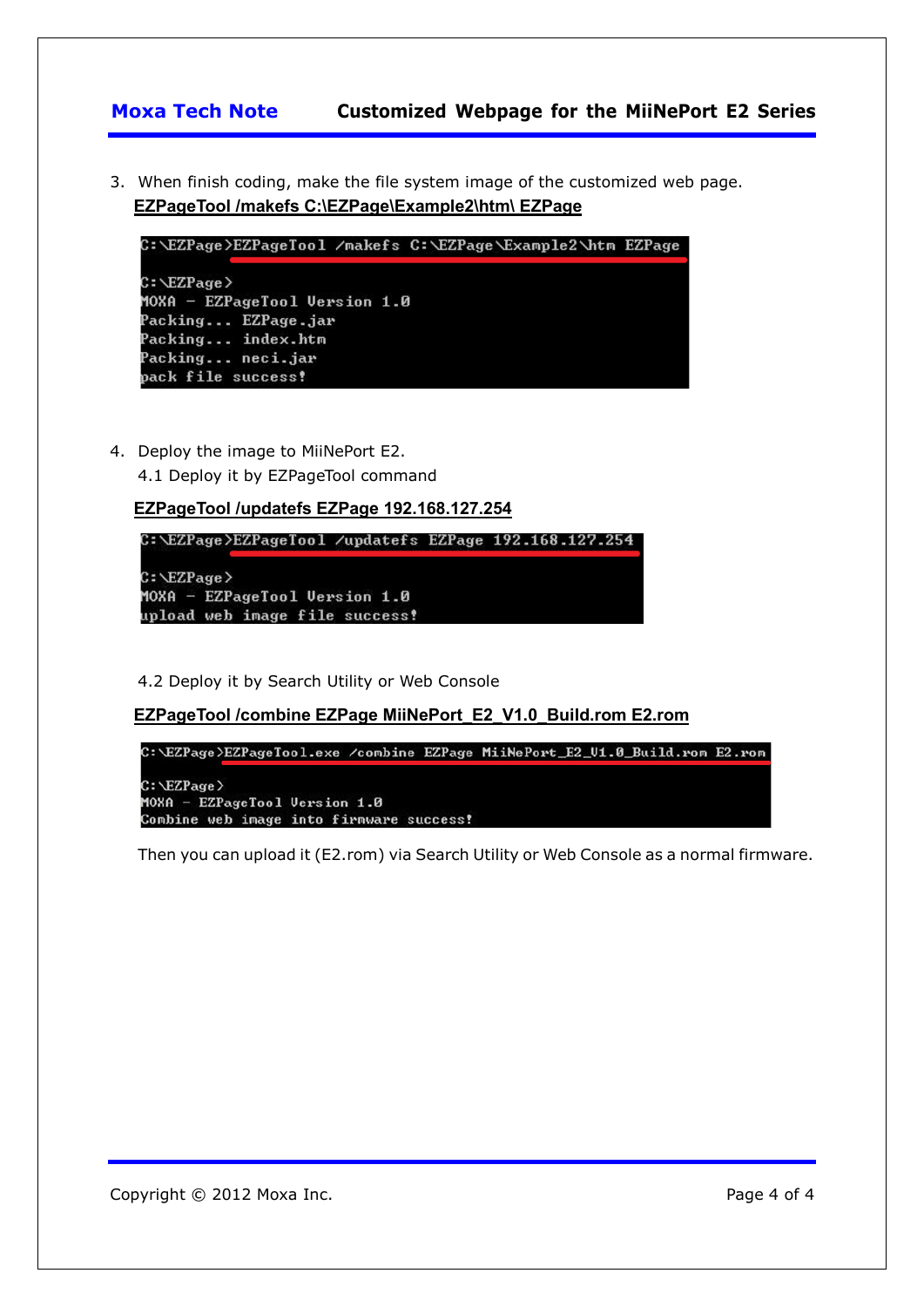3. When finish coding, make the file system image of the customized web page.

   **EZPageTool /makefs C:\EZPage\Example2\htm\ EZPage**

```
C:\EZPage>EZPageTool /makefs C:\EZPage\Example2\htm EZPage

C:\EZPage>
MOXA - EZPageTool Version 1.0
Packing... EZPage.jar
Packing... index.htm
Packing... neci.jar
pack file success!
```

4. Deploy the image to MiiNePort E2.

   4.1 Deploy it by EZPageTool command

   **EZPageTool /updatefs EZPage 192.168.127.254**

```
C:\EZPage>EZPageTool /updatefs EZPage 192.168.127.254

C:\EZPage>
MOXA - EZPageTool Version 1.0
upload web image file success!
```

   4.2 Deploy it by Search Utility or Web Console

   **EZPageTool /combine EZPage MiiNePort_E2_V1.0_Build.rom E2.rom**

```
C:\EZPage>EZPageTool.exe /combine EZPage MiiNePort_E2_V1.0_Build.rom E2.rom

C:\EZPage>
MOXA - EZPageTool Version 1.0
Combine web image into firmware success!
```

   Then you can upload it (E2.rom) via Search Utility or Web Console as a normal firmware.